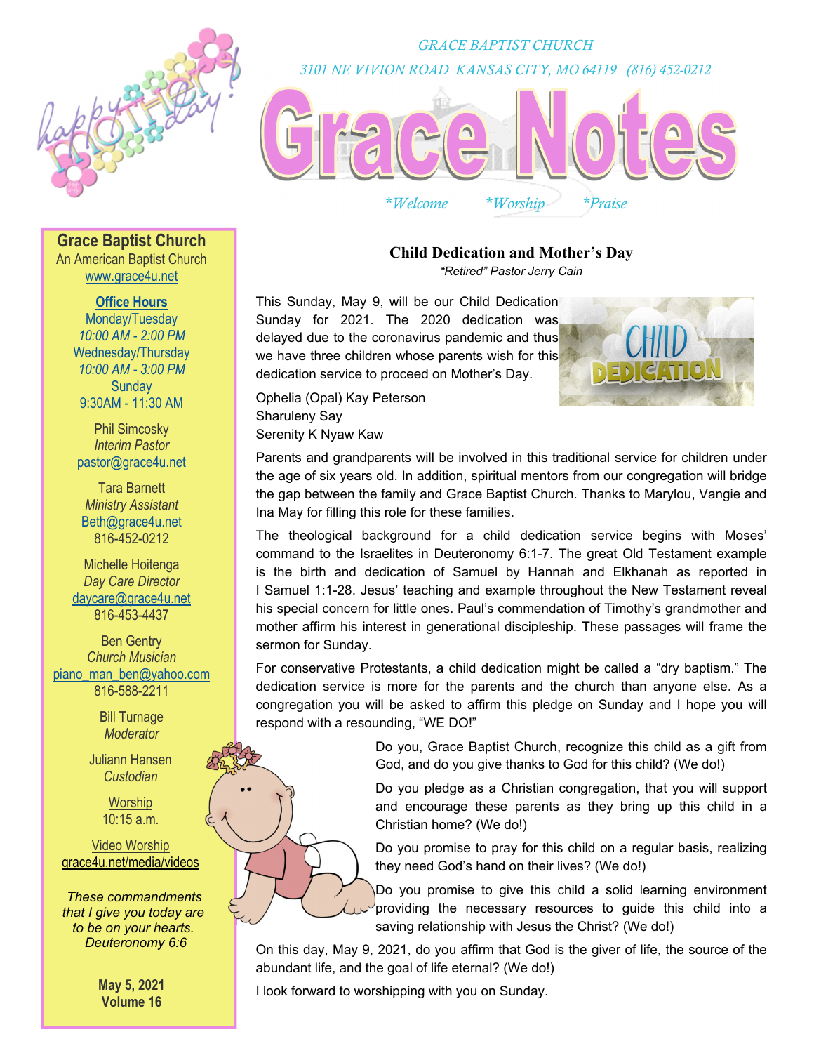GRACE BAPTIST CHURCH

3101 NE VIVION ROAD KANSAS CITY, MO 64119 (816) 452-0212

# Grace Notes

*Welcome *Worship *Praise

**Grace Baptist Church**
An American Baptist Church
www.grace4u.net

**Office Hours**
Monday/Tuesday
*10:00 AM - 2:00 PM*
Wednesday/Thursday
*10:00 AM - 3:00 PM*
Sunday
9:30AM - 11:30 AM

Phil Simcosky
*Interim Pastor*
pastor@grace4u.net

Tara Barnett
*Ministry Assistant*
Beth@grace4u.net
816-452-0212

Michelle Hoitenga
*Day Care Director*
daycare@grace4u.net
816-453-4437

Ben Gentry
*Church Musician*
piano_man_ben@yahoo.com
816-588-2211

Bill Turnage
*Moderator*

Juliann Hansen
*Custodian*

Worship
10:15 a.m.

Video Worship
grace4u.net/media/videos

*These commandments that I give you today are to be on your hearts. Deuteronomy 6:6*

**May 5, 2021**
**Volume 16**

## Child Dedication and Mother's Day

*"Retired" Pastor Jerry Cain*

This Sunday, May 9, will be our Child Dedication Sunday for 2021. The 2020 dedication was delayed due to the coronavirus pandemic and thus we have three children whose parents wish for this dedication service to proceed on Mother's Day.

Ophelia (Opal) Kay Peterson
Sharuleny Say
Serenity K Nyaw Kaw

Parents and grandparents will be involved in this traditional service for children under the age of six years old. In addition, spiritual mentors from our congregation will bridge the gap between the family and Grace Baptist Church. Thanks to Marylou, Vangie and Ina May for filling this role for these families.

The theological background for a child dedication service begins with Moses' command to the Israelites in Deuteronomy 6:1-7. The great Old Testament example is the birth and dedication of Samuel by Hannah and Elkhanah as reported in I Samuel 1:1-28. Jesus' teaching and example throughout the New Testament reveal his special concern for little ones. Paul's commendation of Timothy's grandmother and mother affirm his interest in generational discipleship. These passages will frame the sermon for Sunday.

For conservative Protestants, a child dedication might be called a "dry baptism." The dedication service is more for the parents and the church than anyone else. As a congregation you will be asked to affirm this pledge on Sunday and I hope you will respond with a resounding, "WE DO!"

Do you, Grace Baptist Church, recognize this child as a gift from God, and do you give thanks to God for this child? (We do!)

Do you pledge as a Christian congregation, that you will support and encourage these parents as they bring up this child in a Christian home? (We do!)

Do you promise to pray for this child on a regular basis, realizing they need God's hand on their lives? (We do!)

Do you promise to give this child a solid learning environment providing the necessary resources to guide this child into a saving relationship with Jesus the Christ? (We do!)

On this day, May 9, 2021, do you affirm that God is the giver of life, the source of the abundant life, and the goal of life eternal? (We do!)

I look forward to worshipping with you on Sunday.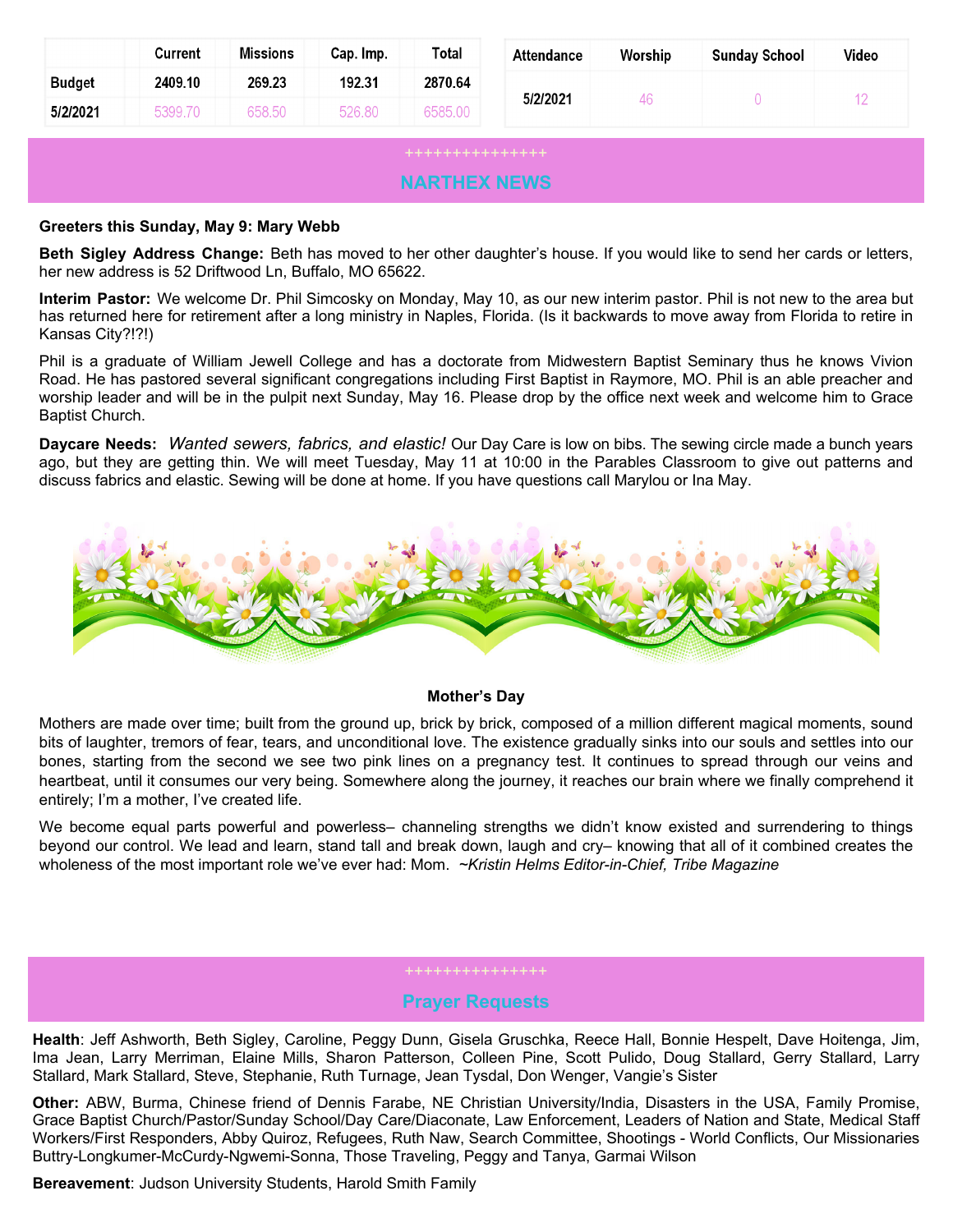| | Current | Missions | Cap. Imp. | Total |
|---|---|---|---|---|
| Budget | 2409.10 | 269.23 | 192.31 | 2870.64 |
| 5/2/2021 | 5399.70 | 658.50 | 526.80 | 6585.00 |

| Attendance | Worship | Sunday School | Video |
|---|---|---|---|
| 5/2/2021 | 46 | 0 | 12 |

+++++++++++++++

## NARTHEX NEWS

**Greeters this Sunday, May 9: Mary Webb**

**Beth Sigley Address Change:** Beth has moved to her other daughter's house. If you would like to send her cards or letters, her new address is 52 Driftwood Ln, Buffalo, MO 65622.

**Interim Pastor:** We welcome Dr. Phil Simcosky on Monday, May 10, as our new interim pastor. Phil is not new to the area but has returned here for retirement after a long ministry in Naples, Florida. (Is it backwards to move away from Florida to retire in Kansas City?!?!)

Phil is a graduate of William Jewell College and has a doctorate from Midwestern Baptist Seminary thus he knows Vivion Road. He has pastored several significant congregations including First Baptist in Raymore, MO. Phil is an able preacher and worship leader and will be in the pulpit next Sunday, May 16. Please drop by the office next week and welcome him to Grace Baptist Church.

**Daycare Needs:** *Wanted sewers, fabrics, and elastic!* Our Day Care is low on bibs. The sewing circle made a bunch years ago, but they are getting thin. We will meet Tuesday, May 11 at 10:00 in the Parables Classroom to give out patterns and discuss fabrics and elastic. Sewing will be done at home. If you have questions call Marylou or Ina May.

**Mother's Day**

Mothers are made over time; built from the ground up, brick by brick, composed of a million different magical moments, sound bits of laughter, tremors of fear, tears, and unconditional love. The existence gradually sinks into our souls and settles into our bones, starting from the second we see two pink lines on a pregnancy test. It continues to spread through our veins and heartbeat, until it consumes our very being. Somewhere along the journey, it reaches our brain where we finally comprehend it entirely; I'm a mother, I've created life.

We become equal parts powerful and powerless– channeling strengths we didn't know existed and surrendering to things beyond our control. We lead and learn, stand tall and break down, laugh and cry– knowing that all of it combined creates the wholeness of the most important role we've ever had: Mom. *~Kristin Helms Editor-in-Chief, Tribe Magazine*

+++++++++++++++

## Prayer Requests

**Health**: Jeff Ashworth, Beth Sigley, Caroline, Peggy Dunn, Gisela Gruschka, Reece Hall, Bonnie Hespelt, Dave Hoitenga, Jim, Ima Jean, Larry Merriman, Elaine Mills, Sharon Patterson, Colleen Pine, Scott Pulido, Doug Stallard, Gerry Stallard, Larry Stallard, Mark Stallard, Steve, Stephanie, Ruth Turnage, Jean Tysdal, Don Wenger, Vangie's Sister

**Other:** ABW, Burma, Chinese friend of Dennis Farabe, NE Christian University/India, Disasters in the USA, Family Promise, Grace Baptist Church/Pastor/Sunday School/Day Care/Diaconate, Law Enforcement, Leaders of Nation and State, Medical Staff Workers/First Responders, Abby Quiroz, Refugees, Ruth Naw, Search Committee, Shootings - World Conflicts, Our Missionaries Buttry-Longkumer-McCurdy-Ngwemi-Sonna, Those Traveling, Peggy and Tanya, Garmai Wilson

**Bereavement**: Judson University Students, Harold Smith Family